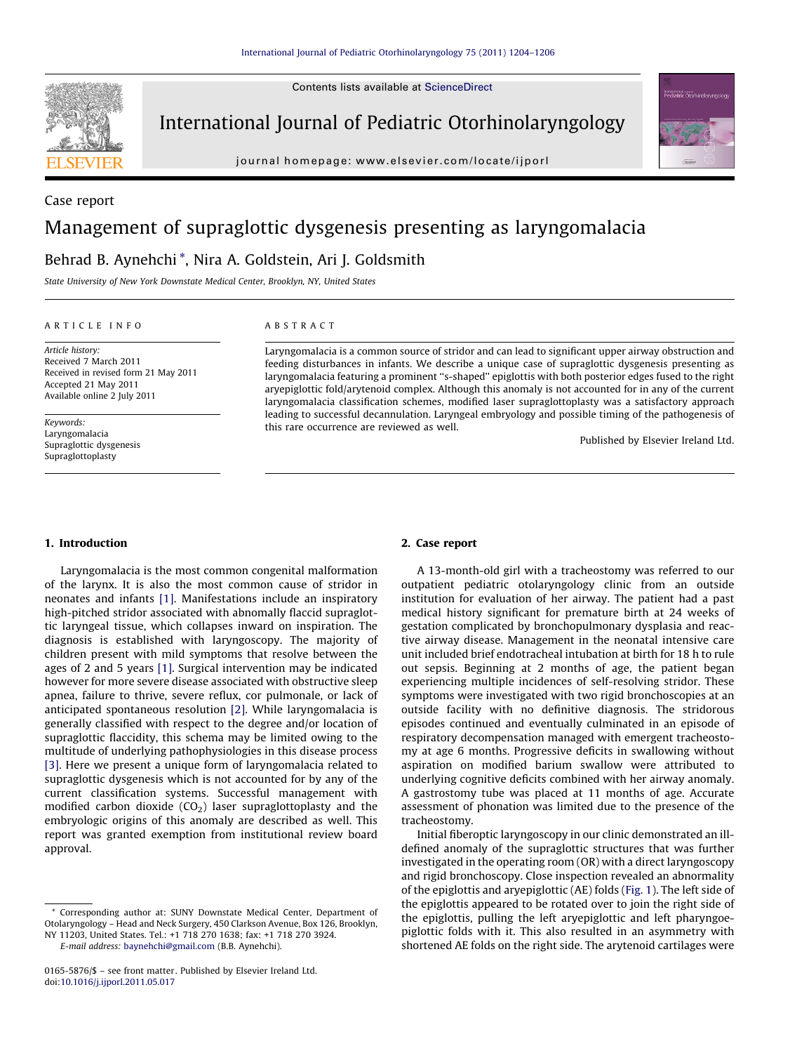Case report

# Management of supraglottic dysgenesis presenting as laryngomalacia

Behrad B. Aynehchi *, Nira A. Goldstein, Ari J. Goldsmith

*State University of New York Downstate Medical Center, Brooklyn, NY, United States*

ARTICLE INFO

*Article history:*
Received 7 March 2011
Received in revised form 21 May 2011
Accepted 21 May 2011
Available online 2 July 2011

*Keywords:*
Laryngomalacia
Supraglottic dysgenesis
Supraglottoplasty

ABSTRACT

Laryngomalacia is a common source of stridor and can lead to significant upper airway obstruction and feeding disturbances in infants. We describe a unique case of supraglottic dysgenesis presenting as laryngomalacia featuring a prominent "s-shaped" epiglottis with both posterior edges fused to the right aryepiglottic fold/arytenoid complex. Although this anomaly is not accounted for in any of the current laryngomalacia classification schemes, modified laser supraglottoplasty was a satisfactory approach leading to successful decannulation. Laryngeal embryology and possible timing of the pathogenesis of this rare occurrence are reviewed as well.

Published by Elsevier Ireland Ltd.

## 1. Introduction

Laryngomalacia is the most common congenital malformation of the larynx. It is also the most common cause of stridor in neonates and infants [1]. Manifestations include an inspiratory high-pitched stridor associated with abnormally flaccid supraglottic laryngeal tissue, which collapses inward on inspiration. The diagnosis is established with laryngoscopy. The majority of children present with mild symptoms that resolve between the ages of 2 and 5 years [1]. Surgical intervention may be indicated however for more severe disease associated with obstructive sleep apnea, failure to thrive, severe reflux, cor pulmonale, or lack of anticipated spontaneous resolution [2]. While laryngomalacia is generally classified with respect to the degree and/or location of supraglottic flaccidity, this schema may be limited owing to the multitude of underlying pathophysiologies in this disease process [3]. Here we present a unique form of laryngomalacia related to supraglottic dysgenesis which is not accounted for by any of the current classification systems. Successful management with modified carbon dioxide ($CO_2$) laser supraglottoplasty and the embryologic origins of this anomaly are described as well. This report was granted exemption from institutional review board approval.

## 2. Case report

A 13-month-old girl with a tracheostomy was referred to our outpatient pediatric otolaryngology clinic from an outside institution for evaluation of her airway. The patient had a past medical history significant for premature birth at 24 weeks of gestation complicated by bronchopulmonary dysplasia and reactive airway disease. Management in the neonatal intensive care unit included brief endotracheal intubation at birth for 18 h to rule out sepsis. Beginning at 2 months of age, the patient began experiencing multiple incidences of self-resolving stridor. These symptoms were investigated with two rigid bronchoscopies at an outside facility with no definitive diagnosis. The stridorous episodes continued and eventually culminated in an episode of respiratory decompensation managed with emergent tracheostomy at age 6 months. Progressive deficits in swallowing without aspiration on modified barium swallow were attributed to underlying cognitive deficits combined with her airway anomaly. A gastrostomy tube was placed at 11 months of age. Accurate assessment of phonation was limited due to the presence of the tracheostomy.

Initial fiberoptic laryngoscopy in our clinic demonstrated an ill-defined anomaly of the supraglottic structures that was further investigated in the operating room (OR) with a direct laryngoscopy and rigid bronchoscopy. Close inspection revealed an abnormality of the epiglottis and aryepiglottic (AE) folds (Fig. 1). The left side of the epiglottis appeared to be rotated over to join the right side of the epiglottis, pulling the left aryepiglottic and left pharyngoepiglottic folds with it. This also resulted in an asymmetry with shortened AE folds on the right side. The arytenoid cartilages were

* Corresponding author at: SUNY Downstate Medical Center, Department of Otolaryngology – Head and Neck Surgery, 450 Clarkson Avenue, Box 126, Brooklyn, NY 11203, United States. Tel.: +1 718 270 1638; fax: +1 718 270 3924.
E-mail address: baynehchi@gmail.com (B.B. Aynehchi).

0165-5876/$ – see front matter. Published by Elsevier Ireland Ltd.
doi:10.1016/j.ijporl.2011.05.017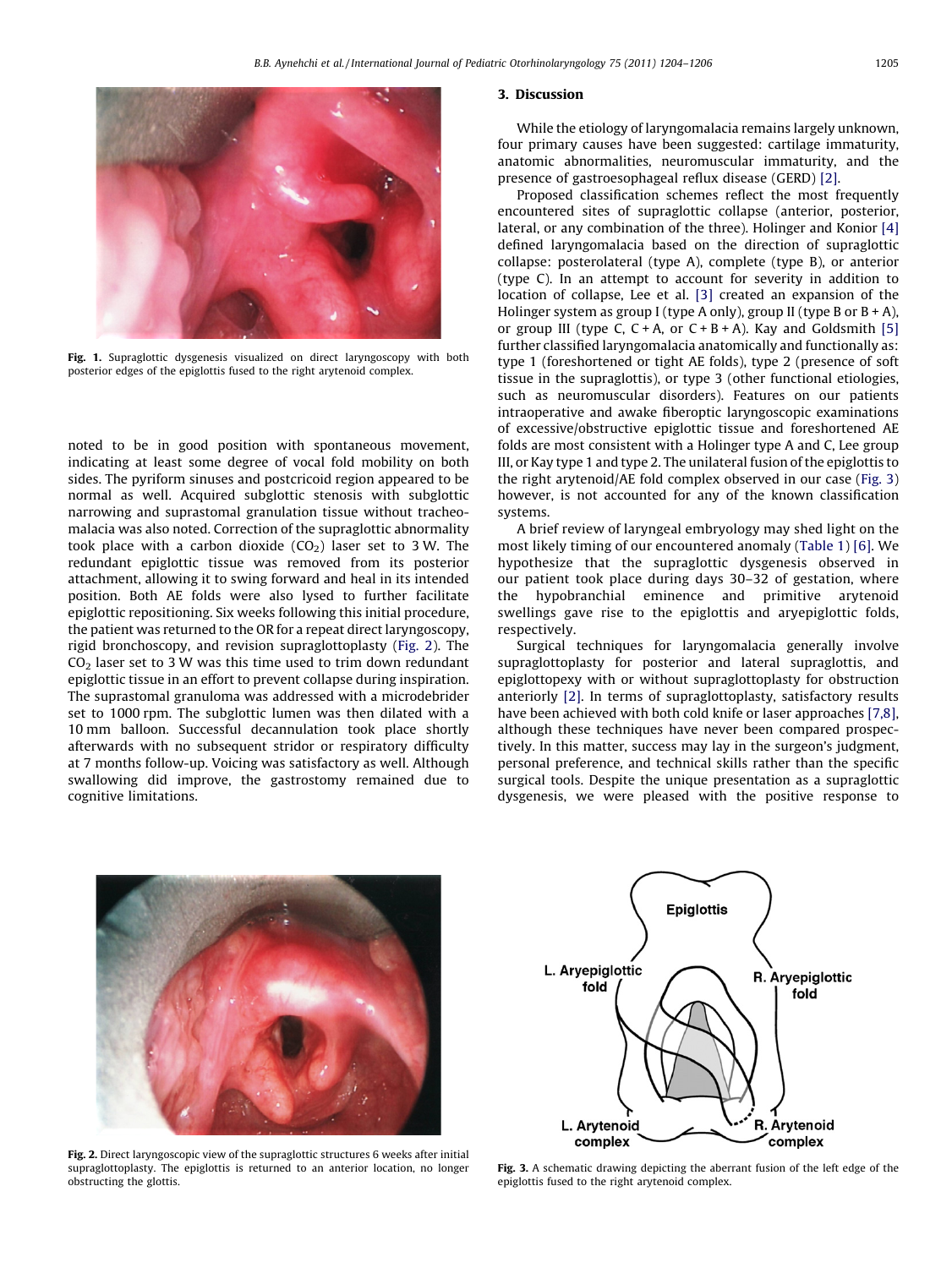Fig. 1. Supraglottic dysgenesis visualized on direct laryngoscopy with both posterior edges of the epiglottis fused to the right arytenoid complex.

noted to be in good position with spontaneous movement, indicating at least some degree of vocal fold mobility on both sides. The pyriform sinuses and postcricoid region appeared to be normal as well. Acquired subglottic stenosis with subglottic narrowing and suprastomal granulation tissue without tracheomalacia was also noted. Correction of the supraglottic abnormality took place with a carbon dioxide ($CO_2$) laser set to 3 W. The redundant epiglottic tissue was removed from its posterior attachment, allowing it to swing forward and heal in its intended position. Both AE folds were also lysed to further facilitate epiglottic repositioning. Six weeks following this initial procedure, the patient was returned to the OR for a repeat direct laryngoscopy, rigid bronchoscopy, and revision supraglottoplasty (Fig. 2). The $CO_2$ laser set to 3 W was this time used to trim down redundant epiglottic tissue in an effort to prevent collapse during inspiration. The suprastomal granuloma was addressed with a microdebrider set to 1000 rpm. The subglottic lumen was then dilated with a 10 mm balloon. Successful decannulation took place shortly afterwards with no subsequent stridor or respiratory difficulty at 7 months follow-up. Voicing was satisfactory as well. Although swallowing did improve, the gastrostomy remained due to cognitive limitations.

## 3. Discussion

While the etiology of laryngomalacia remains largely unknown, four primary causes have been suggested: cartilage immaturity, anatomic abnormalities, neuromuscular immaturity, and the presence of gastroesophageal reflux disease (GERD) [2].

Proposed classification schemes reflect the most frequently encountered sites of supraglottic collapse (anterior, posterior, lateral, or any combination of the three). Holinger and Konior [4] defined laryngomalacia based on the direction of supraglottic collapse: posterolateral (type A), complete (type B), or anterior (type C). In an attempt to account for severity in addition to location of collapse, Lee et al. [3] created an expansion of the Holinger system as group I (type A only), group II (type B or B + A), or group III (type C, C + A, or C + B + A). Kay and Goldsmith [5] further classified laryngomalacia anatomically and functionally as: type 1 (foreshortened or tight AE folds), type 2 (presence of soft tissue in the supraglottis), or type 3 (other functional etiologies, such as neuromuscular disorders). Features on our patients intraoperative and awake fiberoptic laryngoscopic examinations of excessive/obstructive epiglottic tissue and foreshortened AE folds are most consistent with a Holinger type A and C, Lee group III, or Kay type 1 and type 2. The unilateral fusion of the epiglottis to the right arytenoid/AE fold complex observed in our case (Fig. 3) however, is not accounted for any of the known classification systems.

A brief review of laryngeal embryology may shed light on the most likely timing of our encountered anomaly (Table 1) [6]. We hypothesize that the supraglottic dysgenesis observed in our patient took place during days 30–32 of gestation, where the hypobranchial eminence and primitive arytenoid swellings gave rise to the epiglottis and aryepiglottic folds, respectively.

Surgical techniques for laryngomalacia generally involve supraglottoplasty for posterior and lateral supraglottis, and epiglottopexy with or without supraglottoplasty for obstruction anteriorly [2]. In terms of supraglottoplasty, satisfactory results have been achieved with both cold knife or laser approaches [7,8], although these techniques have never been compared prospectively. In this matter, success may lay in the surgeon's judgment, personal preference, and technical skills rather than the specific surgical tools. Despite the unique presentation as a supraglottic dysgenesis, we were pleased with the positive response to

Fig. 2. Direct laryngoscopic view of the supraglottic structures 6 weeks after initial supraglottoplasty. The epiglottis is returned to an anterior location, no longer obstructing the glottis.

Fig. 3. A schematic drawing depicting the aberrant fusion of the left edge of the epiglottis fused to the right arytenoid complex.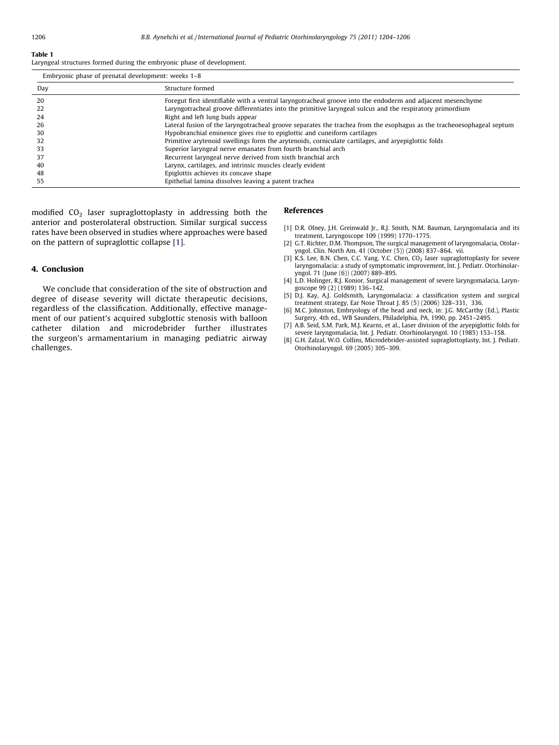**Table 1**
Laryngeal structures formed during the embryonic phase of development.

| Embryonic phase of prenatal development: weeks 1–8 | |
|---|---|
| Day | Structure formed |
| 20 | Foregut first identifiable with a ventral laryngotracheal groove into the endoderm and adjacent mesenchyme |
| 22 | Laryngotracheal groove differentiates into the primitive laryngeal sulcus and the respiratory primordium |
| 24 | Right and left lung buds appear |
| 26 | Lateral fusion of the laryngotracheal groove separates the trachea from the esophagus as the tracheoesophageal septum |
| 30 | Hypobranchial eminence gives rise to epiglottic and cuneiform cartilages |
| 32 | Primitive arytenoid swellings form the arytenoids, corniculate cartilages, and aryepiglottic folds |
| 33 | Superior laryngeal nerve emanates from fourth branchial arch |
| 37 | Recurrent laryngeal nerve derived from sixth branchial arch |
| 40 | Larynx, cartilages, and intrinsic muscles clearly evident |
| 48 | Epiglottis achieves its concave shape |
| 55 | Epithelial lamina dissolves leaving a patent trachea |

modified $CO_2$ laser supraglottoplasty in addressing both the anterior and posterolateral obstruction. Similar surgical success rates have been observed in studies where approaches were based on the pattern of supraglottic collapse [1].

## 4. Conclusion

We conclude that consideration of the site of obstruction and degree of disease severity will dictate therapeutic decisions, regardless of the classification. Additionally, effective management of our patient's acquired subglottic stenosis with balloon catheter dilation and microdebrider further illustrates the surgeon's armamentarium in managing pediatric airway challenges.

## References

[1] D.R. Olney, J.H. Greinwald Jr., R.J. Smith, N.M. Bauman, Laryngomalacia and its treatment, Laryngoscope 109 (1999) 1770–1775.

[2] G.T. Richter, D.M. Thompson, The surgical management of laryngomalacia, Otolaryngol. Clin. North Am. 41 (October (5)) (2008) 837–864, vii.

[3] K.S. Lee, B.N. Chen, C.C. Yang, Y.C. Chen, $CO_2$ laser supraglottoplasty for severe laryngomalacia: a study of symptomatic improvement, Int. J. Pediatr. Otorhinolaryngol. 71 (June (6)) (2007) 889–895.

[4] L.D. Holinger, R.J. Konior, Surgical management of severe laryngomalacia, Laryngoscope 99 (2) (1989) 136–142.

[5] D.J. Kay, A.J. Goldsmith, Laryngomalacia: a classification system and surgical treatment strategy, Ear Nose Throat J. 85 (5) (2006) 328–331, 336.

[6] M.C. Johnston, Embryology of the head and neck, in: J.G. McCarthy (Ed.), Plastic Surgery, 4th ed., WB Saunders, Philadelphia, PA, 1990, pp. 2451–2495.

[7] A.B. Seid, S.M. Park, M.J. Kearns, et al., Laser division of the aryepiglottic folds for severe laryngomalacia, Int. J. Pediatr. Otorhinolaryngol. 10 (1985) 153–158.

[8] G.H. Zalzal, W.O. Collins, Microdebrider-assisted supraglottoplasty, Int. J. Pediatr. Otorhinolaryngol. 69 (2005) 305–309.